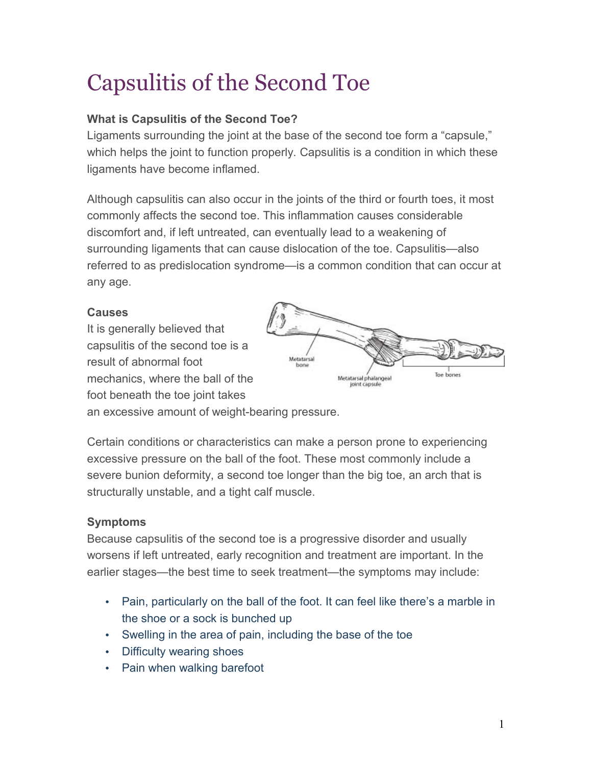# Capsulitis of the Second Toe

**What is Capsulitis of the Second Toe?**

Ligaments surrounding the joint at the base of the second toe form a "capsule," which helps the joint to function properly. Capsulitis is a condition in which these ligaments have become inflamed.

Although capsulitis can also occur in the joints of the third or fourth toes, it most commonly affects the second toe. This inflammation causes considerable discomfort and, if left untreated, can eventually lead to a weakening of surrounding ligaments that can cause dislocation of the toe. Capsulitis—also referred to as predislocation syndrome—is a common condition that can occur at any age.

**Causes**

It is generally believed that capsulitis of the second toe is a result of abnormal foot mechanics, where the ball of the foot beneath the toe joint takes an excessive amount of weight-bearing pressure.

Metatarsal bone

Metatarsal phalangeal joint capsule

Toe bones

Certain conditions or characteristics can make a person prone to experiencing excessive pressure on the ball of the foot. These most commonly include a severe bunion deformity, a second toe longer than the big toe, an arch that is structurally unstable, and a tight calf muscle.

**Symptoms**

Because capsulitis of the second toe is a progressive disorder and usually worsens if left untreated, early recognition and treatment are important. In the earlier stages—the best time to seek treatment—the symptoms may include:

- Pain, particularly on the ball of the foot. It can feel like there's a marble in the shoe or a sock is bunched up
- Swelling in the area of pain, including the base of the toe
- Difficulty wearing shoes
- Pain when walking barefoot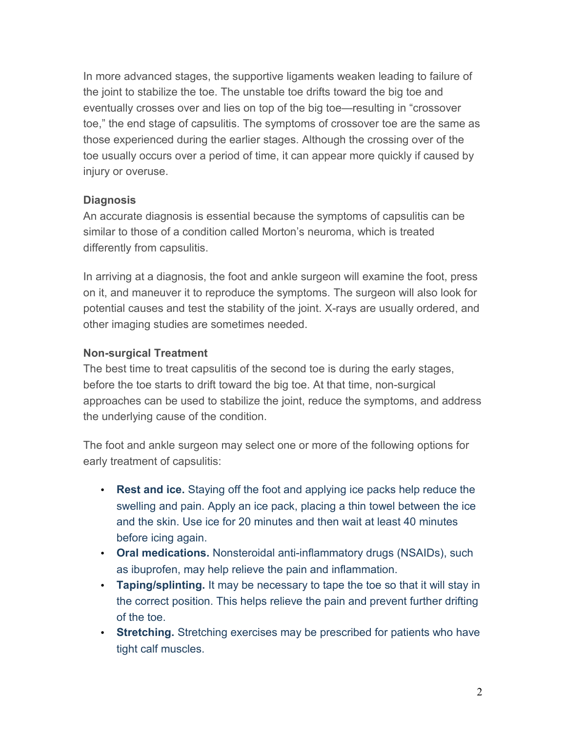In more advanced stages, the supportive ligaments weaken leading to failure of the joint to stabilize the toe. The unstable toe drifts toward the big toe and eventually crosses over and lies on top of the big toe—resulting in "crossover toe," the end stage of capsulitis. The symptoms of crossover toe are the same as those experienced during the earlier stages. Although the crossing over of the toe usually occurs over a period of time, it can appear more quickly if caused by injury or overuse.

### Diagnosis

An accurate diagnosis is essential because the symptoms of capsulitis can be similar to those of a condition called Morton's neuroma, which is treated differently from capsulitis.

In arriving at a diagnosis, the foot and ankle surgeon will examine the foot, press on it, and maneuver it to reproduce the symptoms. The surgeon will also look for potential causes and test the stability of the joint. X-rays are usually ordered, and other imaging studies are sometimes needed.

### Non-surgical Treatment

The best time to treat capsulitis of the second toe is during the early stages, before the toe starts to drift toward the big toe. At that time, non-surgical approaches can be used to stabilize the joint, reduce the symptoms, and address the underlying cause of the condition.

The foot and ankle surgeon may select one or more of the following options for early treatment of capsulitis:

- **Rest and ice.** Staying off the foot and applying ice packs help reduce the swelling and pain. Apply an ice pack, placing a thin towel between the ice and the skin. Use ice for 20 minutes and then wait at least 40 minutes before icing again.
- **Oral medications.** Nonsteroidal anti-inflammatory drugs (NSAIDs), such as ibuprofen, may help relieve the pain and inflammation.
- **Taping/splinting.** It may be necessary to tape the toe so that it will stay in the correct position. This helps relieve the pain and prevent further drifting of the toe.
- **Stretching.** Stretching exercises may be prescribed for patients who have tight calf muscles.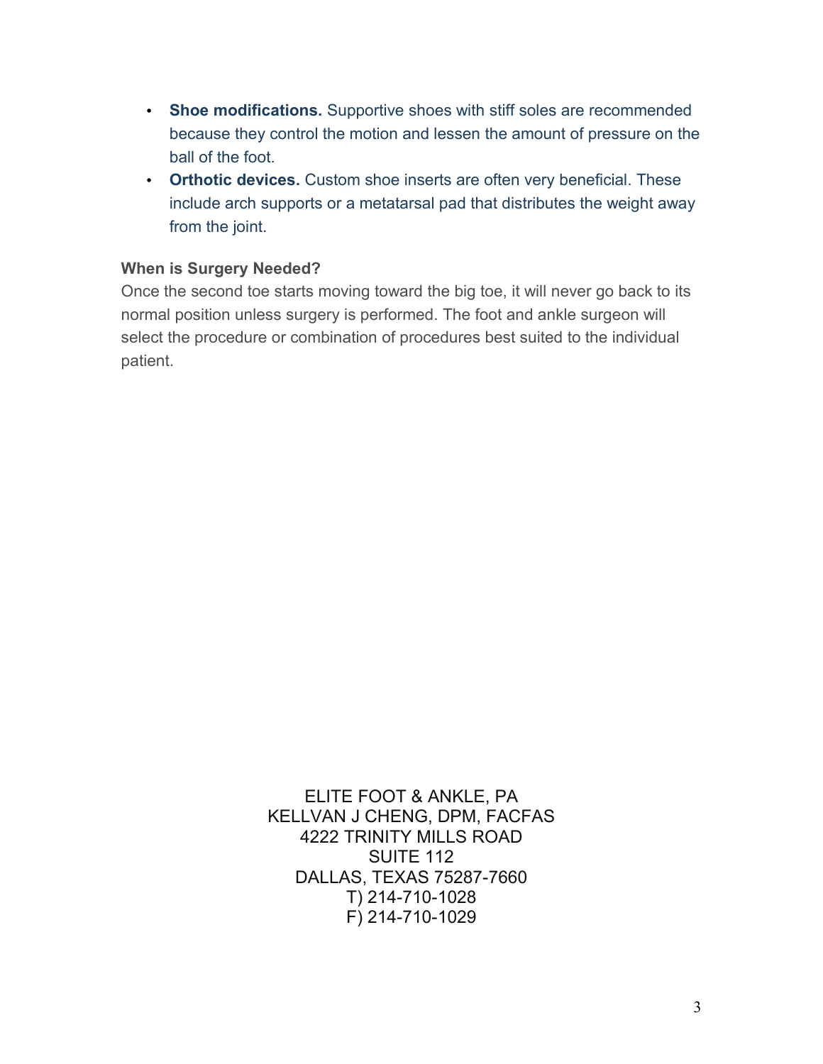- **Shoe modifications.** Supportive shoes with stiff soles are recommended because they control the motion and lessen the amount of pressure on the ball of the foot.
- **Orthotic devices.** Custom shoe inserts are often very beneficial. These include arch supports or a metatarsal pad that distributes the weight away from the joint.

**When is Surgery Needed?**

Once the second toe starts moving toward the big toe, it will never go back to its normal position unless surgery is performed. The foot and ankle surgeon will select the procedure or combination of procedures best suited to the individual patient.

ELITE FOOT & ANKLE, PA
KELLVAN J CHENG, DPM, FACFAS
4222 TRINITY MILLS ROAD
SUITE 112
DALLAS, TEXAS 75287-7660
T) 214-710-1028
F) 214-710-1029